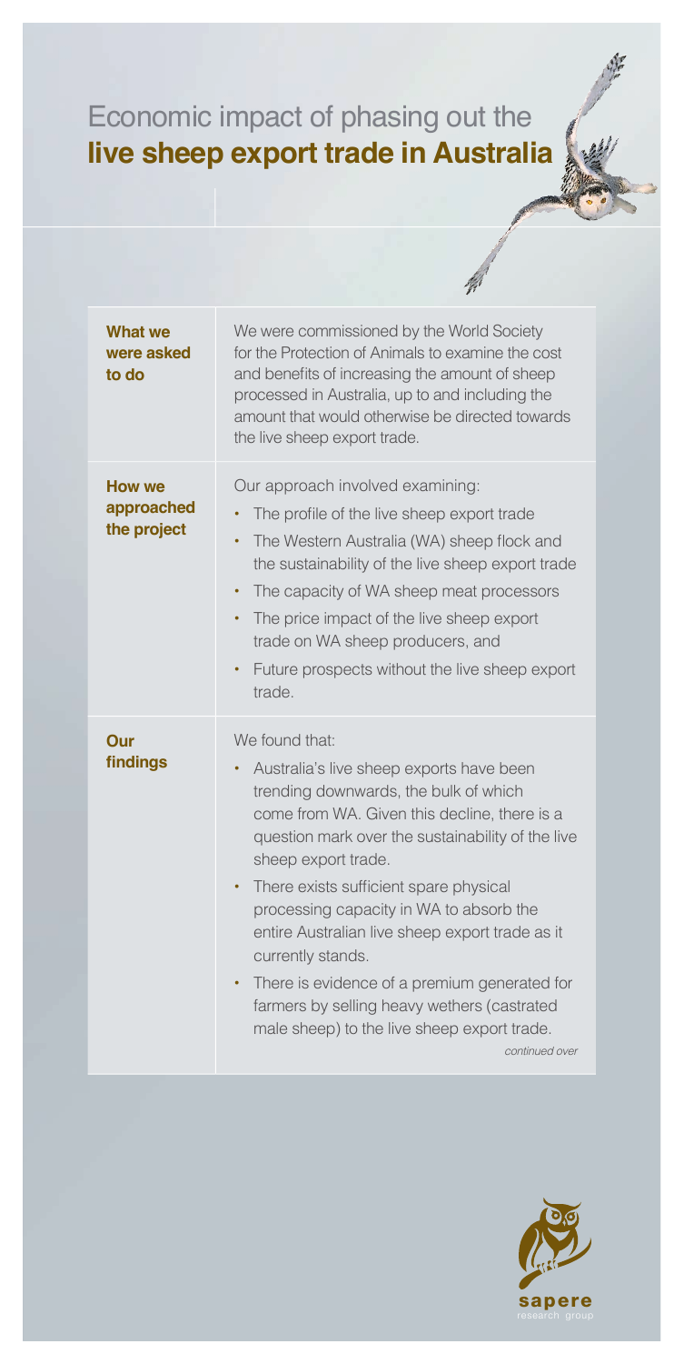# Economic impact of phasing out the **live sheep export trade in Australia**

| | |
|---|---|
| **What we were asked to do** | We were commissioned by the World Society for the Protection of Animals to examine the cost and benefits of increasing the amount of sheep processed in Australia, up to and including the amount that would otherwise be directed towards the live sheep export trade. |
| **How we approached the project** | Our approach involved examining:<br>• The profile of the live sheep export trade<br>• The Western Australia (WA) sheep flock and the sustainability of the live sheep export trade<br>• The capacity of WA sheep meat processors<br>• The price impact of the live sheep export trade on WA sheep producers, and<br>• Future prospects without the live sheep export trade. |
| **Our findings** | We found that:<br>• Australia's live sheep exports have been trending downwards, the bulk of which come from WA. Given this decline, there is a question mark over the sustainability of the live sheep export trade.<br>• There exists sufficient spare physical processing capacity in WA to absorb the entire Australian live sheep export trade as it currently stands.<br>• There is evidence of a premium generated for farmers by selling heavy wethers (castrated male sheep) to the live sheep export trade.<br>*continued over* |

sapere
research group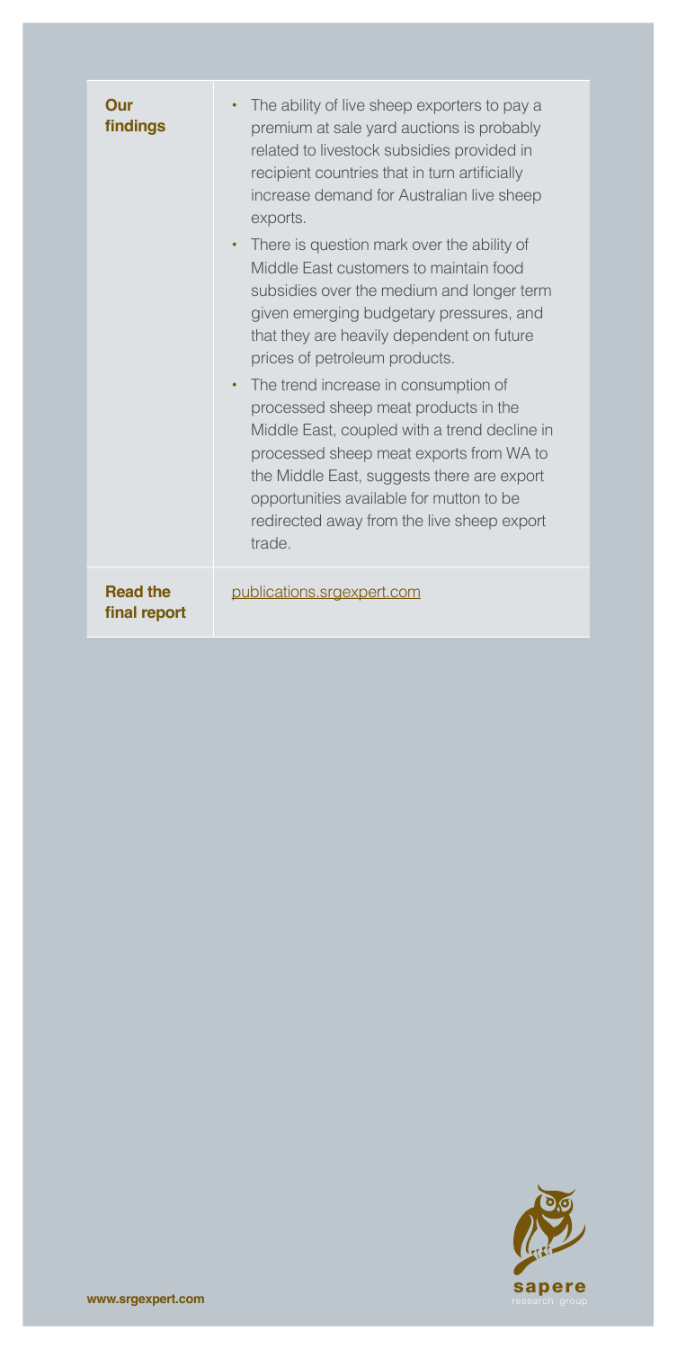| | |
|---|---|
| **Our findings** | • The ability of live sheep exporters to pay a premium at sale yard auctions is probably related to livestock subsidies provided in recipient countries that in turn artificially increase demand for Australian live sheep exports.<br>• There is question mark over the ability of Middle East customers to maintain food subsidies over the medium and longer term given emerging budgetary pressures, and that they are heavily dependent on future prices of petroleum products.<br>• The trend increase in consumption of processed sheep meat products in the Middle East, coupled with a trend decline in processed sheep meat exports from WA to the Middle East, suggests there are export opportunities available for mutton to be redirected away from the live sheep export trade. |
| **Read the final report** | publications.srgexpert.com |

**www.srgexpert.com**

sapere
research group